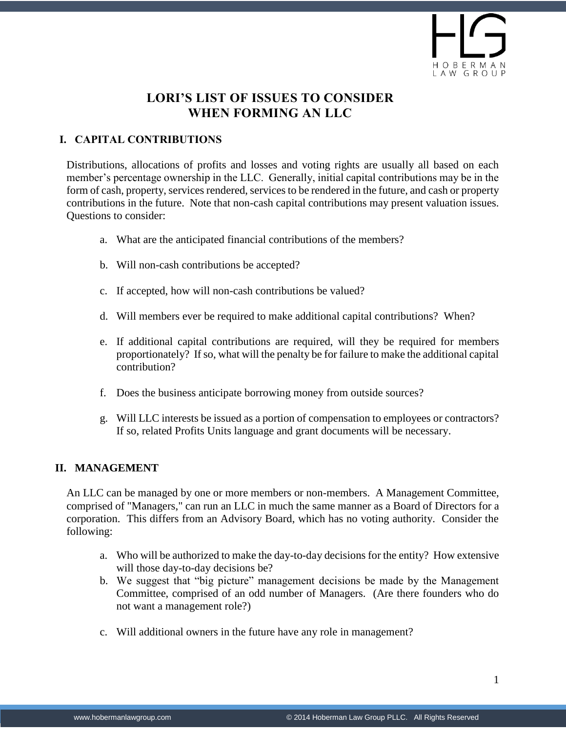# LORI'S LIST OF ISSUES TO CONSIDER WHEN FORMING AN LLC

## I. CAPITAL CONTRIBUTIONS

Distributions, allocations of profits and losses and voting rights are usually all based on each member's percentage ownership in the LLC. Generally, initial capital contributions may be in the form of cash, property, services rendered, services to be rendered in the future, and cash or property contributions in the future. Note that non-cash capital contributions may present valuation issues. Questions to consider:

a. What are the anticipated financial contributions of the members?

b. Will non-cash contributions be accepted?

c. If accepted, how will non-cash contributions be valued?

d. Will members ever be required to make additional capital contributions? When?

e. If additional capital contributions are required, will they be required for members proportionately? If so, what will the penalty be for failure to make the additional capital contribution?

f. Does the business anticipate borrowing money from outside sources?

g. Will LLC interests be issued as a portion of compensation to employees or contractors? If so, related Profits Units language and grant documents will be necessary.

## II. MANAGEMENT

An LLC can be managed by one or more members or non-members. A Management Committee, comprised of "Managers," can run an LLC in much the same manner as a Board of Directors for a corporation. This differs from an Advisory Board, which has no voting authority. Consider the following:

a. Who will be authorized to make the day-to-day decisions for the entity? How extensive will those day-to-day decisions be?

b. We suggest that "big picture" management decisions be made by the Management Committee, comprised of an odd number of Managers. (Are there founders who do not want a management role?)

c. Will additional owners in the future have any role in management?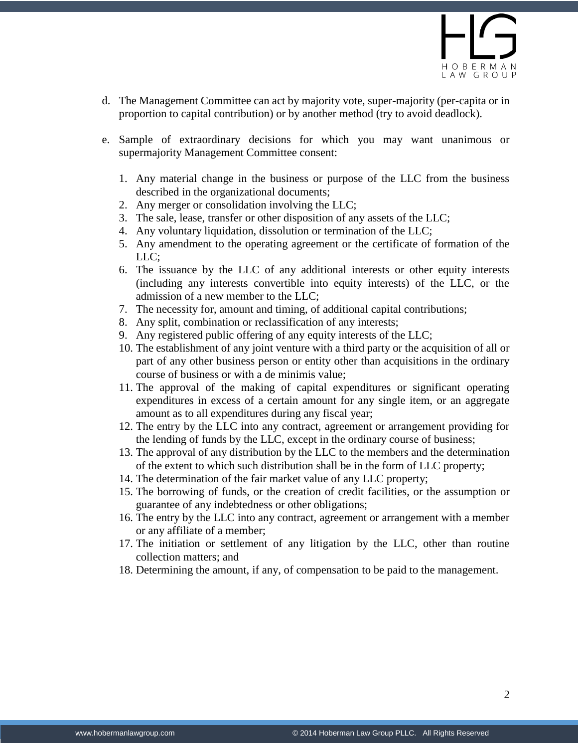d. The Management Committee can act by majority vote, super-majority (per-capita or in proportion to capital contribution) or by another method (try to avoid deadlock).

e. Sample of extraordinary decisions for which you may want unanimous or supermajority Management Committee consent:

1. Any material change in the business or purpose of the LLC from the business described in the organizational documents;
2. Any merger or consolidation involving the LLC;
3. The sale, lease, transfer or other disposition of any assets of the LLC;
4. Any voluntary liquidation, dissolution or termination of the LLC;
5. Any amendment to the operating agreement or the certificate of formation of the LLC;
6. The issuance by the LLC of any additional interests or other equity interests (including any interests convertible into equity interests) of the LLC, or the admission of a new member to the LLC;
7. The necessity for, amount and timing, of additional capital contributions;
8. Any split, combination or reclassification of any interests;
9. Any registered public offering of any equity interests of the LLC;
10. The establishment of any joint venture with a third party or the acquisition of all or part of any other business person or entity other than acquisitions in the ordinary course of business or with a de minimis value;
11. The approval of the making of capital expenditures or significant operating expenditures in excess of a certain amount for any single item, or an aggregate amount as to all expenditures during any fiscal year;
12. The entry by the LLC into any contract, agreement or arrangement providing for the lending of funds by the LLC, except in the ordinary course of business;
13. The approval of any distribution by the LLC to the members and the determination of the extent to which such distribution shall be in the form of LLC property;
14. The determination of the fair market value of any LLC property;
15. The borrowing of funds, or the creation of credit facilities, or the assumption or guarantee of any indebtedness or other obligations;
16. The entry by the LLC into any contract, agreement or arrangement with a member or any affiliate of a member;
17. The initiation or settlement of any litigation by the LLC, other than routine collection matters; and
18. Determining the amount, if any, of compensation to be paid to the management.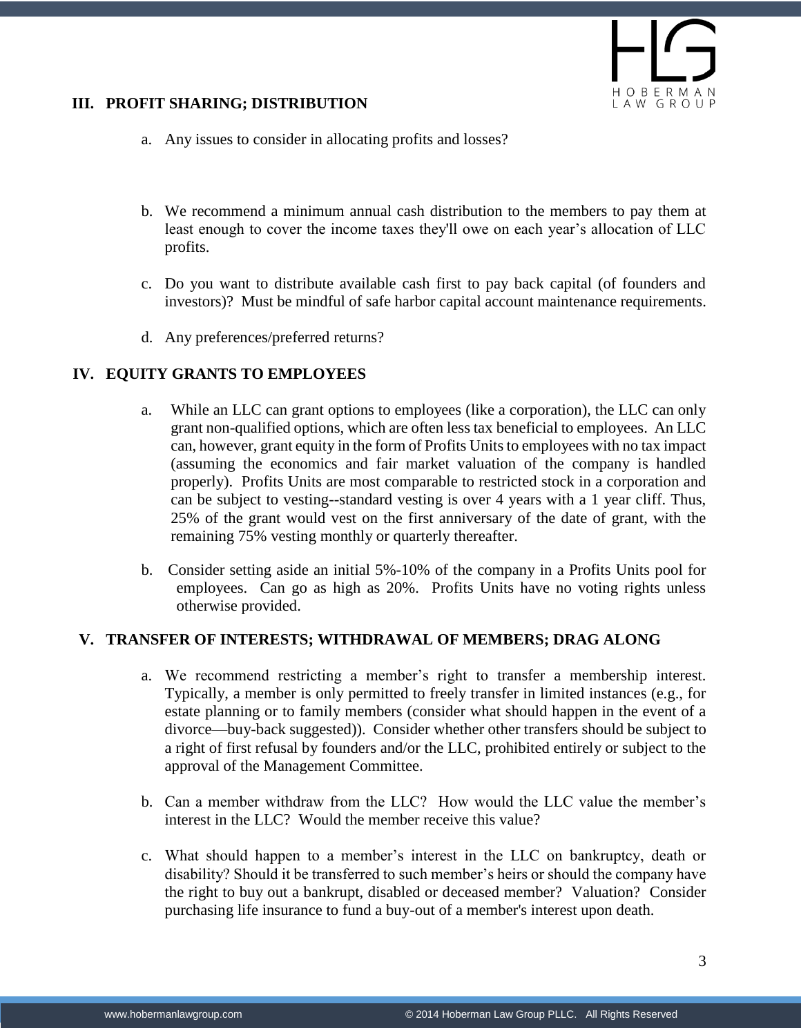## III. PROFIT SHARING; DISTRIBUTION

a. Any issues to consider in allocating profits and losses?

b. We recommend a minimum annual cash distribution to the members to pay them at least enough to cover the income taxes they'll owe on each year's allocation of LLC profits.

c. Do you want to distribute available cash first to pay back capital (of founders and investors)? Must be mindful of safe harbor capital account maintenance requirements.

d. Any preferences/preferred returns?

## IV. EQUITY GRANTS TO EMPLOYEES

a. While an LLC can grant options to employees (like a corporation), the LLC can only grant non-qualified options, which are often less tax beneficial to employees. An LLC can, however, grant equity in the form of Profits Units to employees with no tax impact (assuming the economics and fair market valuation of the company is handled properly). Profits Units are most comparable to restricted stock in a corporation and can be subject to vesting--standard vesting is over 4 years with a 1 year cliff. Thus, 25% of the grant would vest on the first anniversary of the date of grant, with the remaining 75% vesting monthly or quarterly thereafter.

b. Consider setting aside an initial 5%-10% of the company in a Profits Units pool for employees. Can go as high as 20%. Profits Units have no voting rights unless otherwise provided.

## V. TRANSFER OF INTERESTS; WITHDRAWAL OF MEMBERS; DRAG ALONG

a. We recommend restricting a member's right to transfer a membership interest. Typically, a member is only permitted to freely transfer in limited instances (e.g., for estate planning or to family members (consider what should happen in the event of a divorce—buy-back suggested)). Consider whether other transfers should be subject to a right of first refusal by founders and/or the LLC, prohibited entirely or subject to the approval of the Management Committee.

b. Can a member withdraw from the LLC? How would the LLC value the member's interest in the LLC? Would the member receive this value?

c. What should happen to a member's interest in the LLC on bankruptcy, death or disability? Should it be transferred to such member's heirs or should the company have the right to buy out a bankrupt, disabled or deceased member? Valuation? Consider purchasing life insurance to fund a buy-out of a member's interest upon death.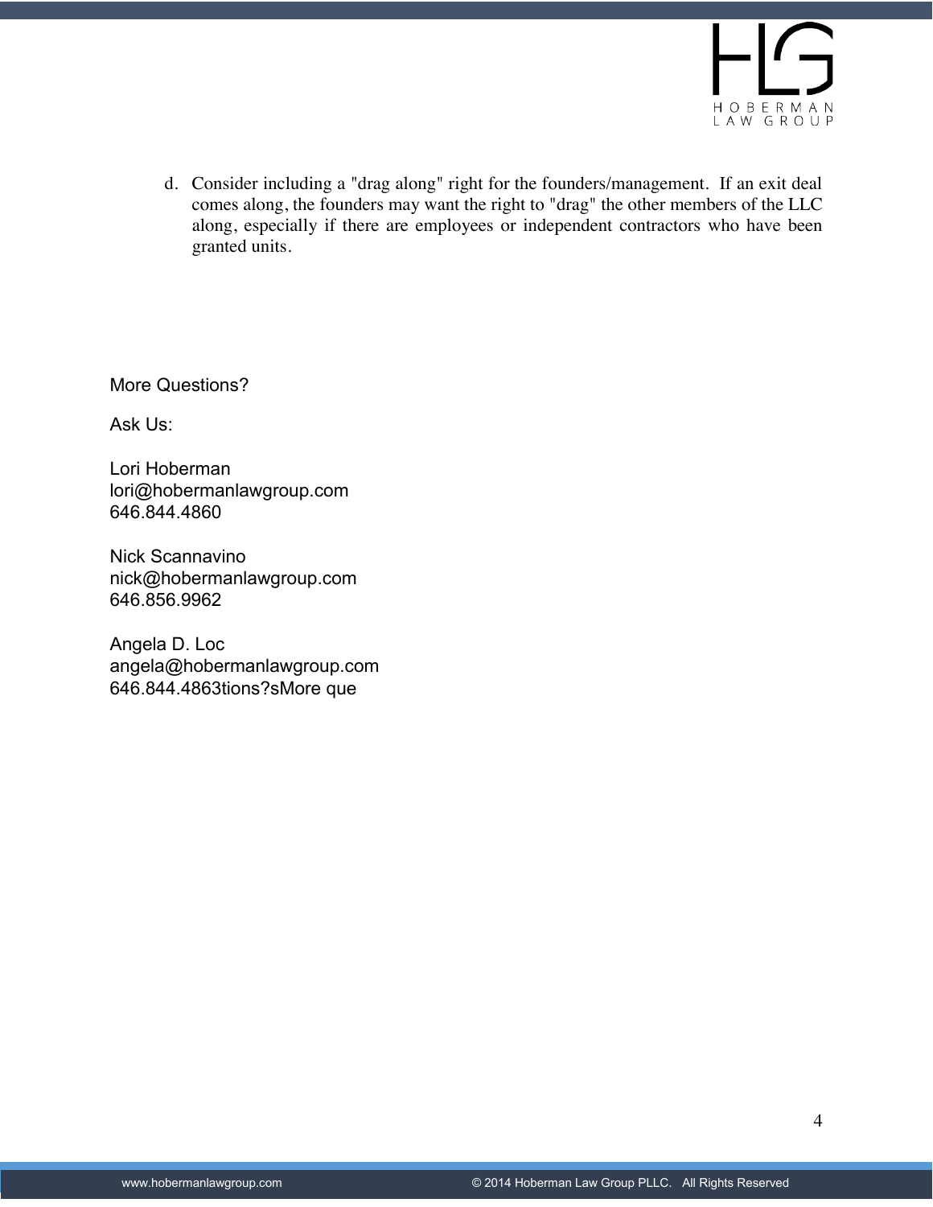d. Consider including a "drag along" right for the founders/management. If an exit deal comes along, the founders may want the right to "drag" the other members of the LLC along, especially if there are employees or independent contractors who have been granted units.

More Questions?

Ask Us:

Lori Hoberman
lori@hobermanlawgroup.com
646.844.4860

Nick Scannavino
nick@hobermanlawgroup.com
646.856.9962

Angela D. Loc
angela@hobermanlawgroup.com
646.844.4863tions?sMore que